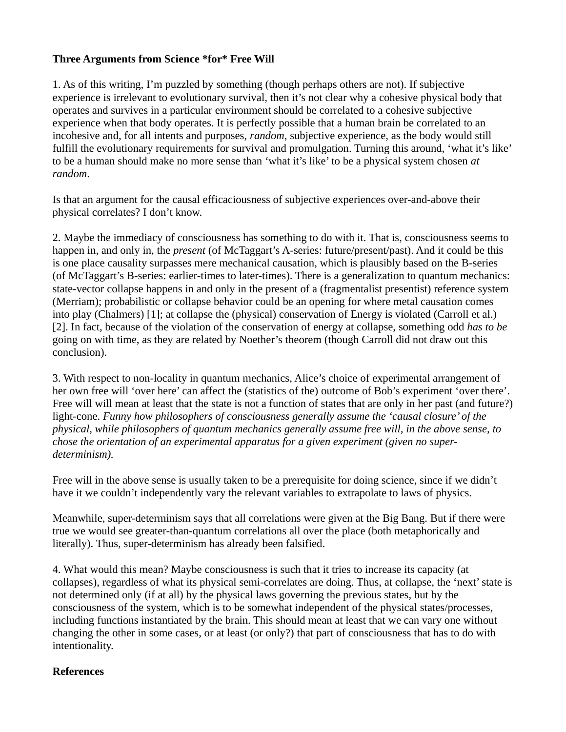**Three Arguments from Science *for* Free Will**

1. As of this writing, I'm puzzled by something (though perhaps others are not). If subjective experience is irrelevant to evolutionary survival, then it's not clear why a cohesive physical body that operates and survives in a particular environment should be correlated to a cohesive subjective experience when that body operates. It is perfectly possible that a human brain be correlated to an incohesive and, for all intents and purposes, *random*, subjective experience, as the body would still fulfill the evolutionary requirements for survival and promulgation. Turning this around, 'what it's like' to be a human should make no more sense than 'what it's like' to be a physical system chosen *at random*.

Is that an argument for the causal efficaciousness of subjective experiences over-and-above their physical correlates? I don't know.

2. Maybe the immediacy of consciousness has something to do with it. That is, consciousness seems to happen in, and only in, the *present* (of McTaggart's A-series: future/present/past). And it could be this is one place causality surpasses mere mechanical causation, which is plausibly based on the B-series (of McTaggart's B-series: earlier-times to later-times). There is a generalization to quantum mechanics: state-vector collapse happens in and only in the present of a (fragmentalist presentist) reference system (Merriam); probabilistic or collapse behavior could be an opening for where metal causation comes into play (Chalmers) [1]; at collapse the (physical) conservation of Energy is violated (Carroll et al.) [2]. In fact, because of the violation of the conservation of energy at collapse, something odd *has to be* going on with time, as they are related by Noether's theorem (though Carroll did not draw out this conclusion).

3. With respect to non-locality in quantum mechanics, Alice's choice of experimental arrangement of her own free will 'over here' can affect the (statistics of the) outcome of Bob's experiment 'over there'. Free will will mean at least that the state is not a function of states that are only in her past (and future?) light-cone. *Funny how philosophers of consciousness generally assume the 'causal closure' of the physical, while philosophers of quantum mechanics generally assume free will, in the above sense, to chose the orientation of an experimental apparatus for a given experiment (given no super-determinism).*

Free will in the above sense is usually taken to be a prerequisite for doing science, since if we didn't have it we couldn't independently vary the relevant variables to extrapolate to laws of physics.

Meanwhile, super-determinism says that all correlations were given at the Big Bang. But if there were true we would see greater-than-quantum correlations all over the place (both metaphorically and literally). Thus, super-determinism has already been falsified.

4. What would this mean? Maybe consciousness is such that it tries to increase its capacity (at collapses), regardless of what its physical semi-correlates are doing. Thus, at collapse, the 'next' state is not determined only (if at all) by the physical laws governing the previous states, but by the consciousness of the system, which is to be somewhat independent of the physical states/processes, including functions instantiated by the brain. This should mean at least that we can vary one without changing the other in some cases, or at least (or only?) that part of consciousness that has to do with intentionality.

**References**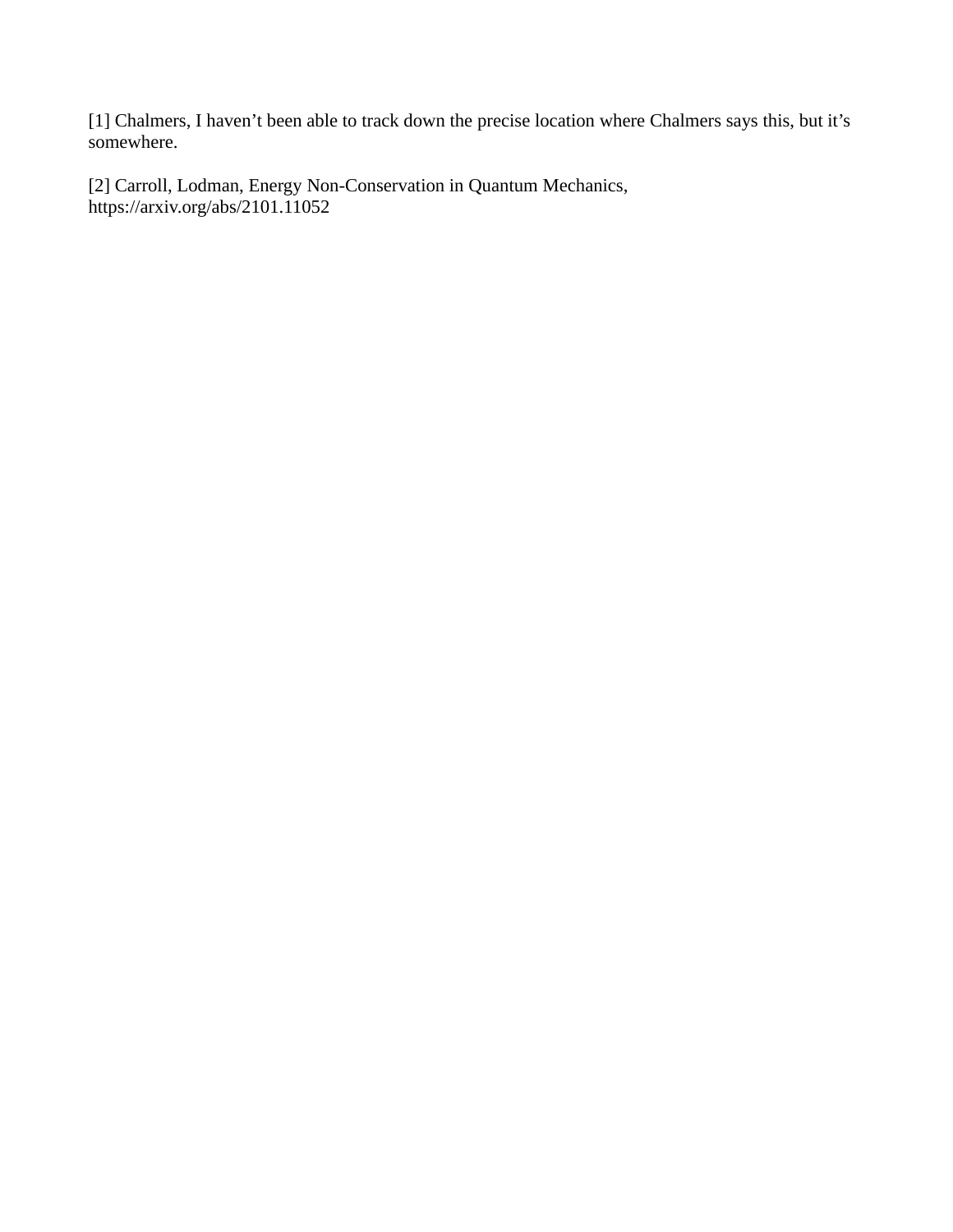[1] Chalmers, I haven't been able to track down the precise location where Chalmers says this, but it's somewhere.

[2] Carroll, Lodman, Energy Non-Conservation in Quantum Mechanics, https://arxiv.org/abs/2101.11052